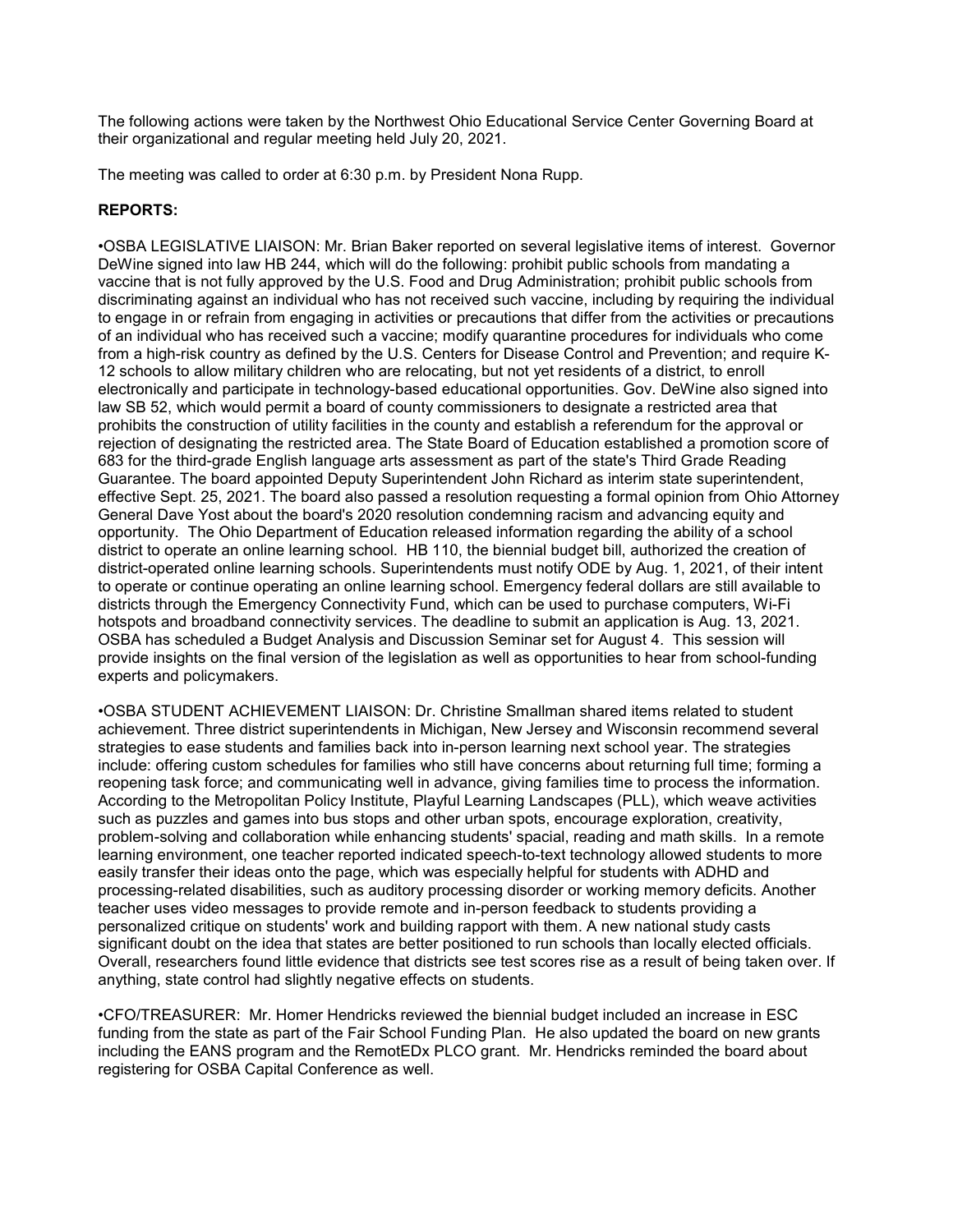The following actions were taken by the Northwest Ohio Educational Service Center Governing Board at their organizational and regular meeting held July 20, 2021.

The meeting was called to order at 6:30 p.m. by President Nona Rupp.

**REPORTS:**

•OSBA LEGISLATIVE LIAISON: Mr. Brian Baker reported on several legislative items of interest. Governor DeWine signed into law HB 244, which will do the following: prohibit public schools from mandating a vaccine that is not fully approved by the U.S. Food and Drug Administration; prohibit public schools from discriminating against an individual who has not received such vaccine, including by requiring the individual to engage in or refrain from engaging in activities or precautions that differ from the activities or precautions of an individual who has received such a vaccine; modify quarantine procedures for individuals who come from a high-risk country as defined by the U.S. Centers for Disease Control and Prevention; and require K-12 schools to allow military children who are relocating, but not yet residents of a district, to enroll electronically and participate in technology-based educational opportunities. Gov. DeWine also signed into law SB 52, which would permit a board of county commissioners to designate a restricted area that prohibits the construction of utility facilities in the county and establish a referendum for the approval or rejection of designating the restricted area. The State Board of Education established a promotion score of 683 for the third-grade English language arts assessment as part of the state's Third Grade Reading Guarantee. The board appointed Deputy Superintendent John Richard as interim state superintendent, effective Sept. 25, 2021. The board also passed a resolution requesting a formal opinion from Ohio Attorney General Dave Yost about the board's 2020 resolution condemning racism and advancing equity and opportunity. The Ohio Department of Education released information regarding the ability of a school district to operate an online learning school. HB 110, the biennial budget bill, authorized the creation of district-operated online learning schools. Superintendents must notify ODE by Aug. 1, 2021, of their intent to operate or continue operating an online learning school. Emergency federal dollars are still available to districts through the Emergency Connectivity Fund, which can be used to purchase computers, Wi-Fi hotspots and broadband connectivity services. The deadline to submit an application is Aug. 13, 2021. OSBA has scheduled a Budget Analysis and Discussion Seminar set for August 4. This session will provide insights on the final version of the legislation as well as opportunities to hear from school-funding experts and policymakers.

•OSBA STUDENT ACHIEVEMENT LIAISON: Dr. Christine Smallman shared items related to student achievement. Three district superintendents in Michigan, New Jersey and Wisconsin recommend several strategies to ease students and families back into in-person learning next school year. The strategies include: offering custom schedules for families who still have concerns about returning full time; forming a reopening task force; and communicating well in advance, giving families time to process the information. According to the Metropolitan Policy Institute, Playful Learning Landscapes (PLL), which weave activities such as puzzles and games into bus stops and other urban spots, encourage exploration, creativity, problem-solving and collaboration while enhancing students' spacial, reading and math skills. In a remote learning environment, one teacher reported indicated speech-to-text technology allowed students to more easily transfer their ideas onto the page, which was especially helpful for students with ADHD and processing-related disabilities, such as auditory processing disorder or working memory deficits. Another teacher uses video messages to provide remote and in-person feedback to students providing a personalized critique on students' work and building rapport with them. A new national study casts significant doubt on the idea that states are better positioned to run schools than locally elected officials. Overall, researchers found little evidence that districts see test scores rise as a result of being taken over. If anything, state control had slightly negative effects on students.

•CFO/TREASURER: Mr. Homer Hendricks reviewed the biennial budget included an increase in ESC funding from the state as part of the Fair School Funding Plan. He also updated the board on new grants including the EANS program and the RemotEDx PLCO grant. Mr. Hendricks reminded the board about registering for OSBA Capital Conference as well.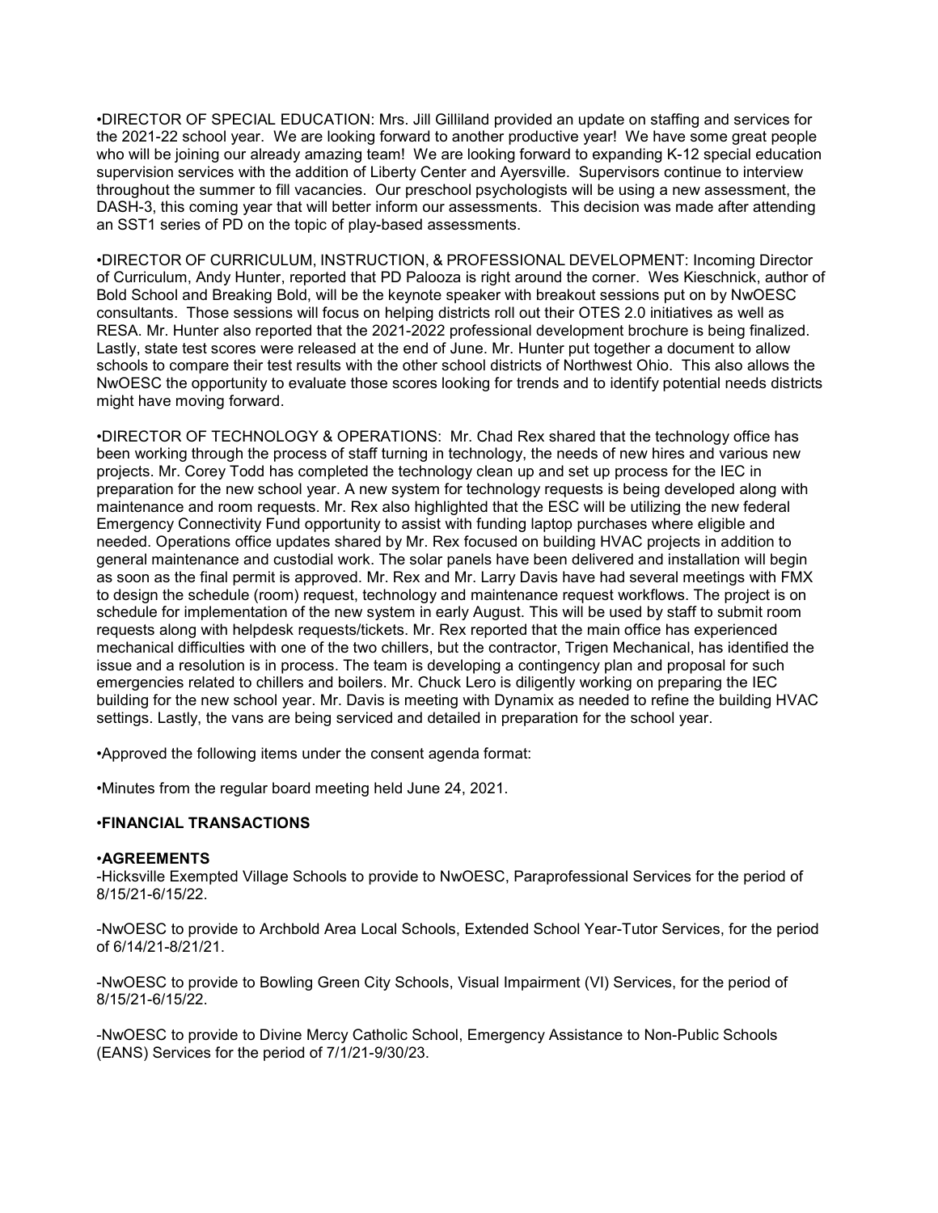•DIRECTOR OF SPECIAL EDUCATION: Mrs. Jill Gilliland provided an update on staffing and services for the 2021-22 school year. We are looking forward to another productive year! We have some great people who will be joining our already amazing team! We are looking forward to expanding K-12 special education supervision services with the addition of Liberty Center and Ayersville. Supervisors continue to interview throughout the summer to fill vacancies. Our preschool psychologists will be using a new assessment, the DASH-3, this coming year that will better inform our assessments. This decision was made after attending an SST1 series of PD on the topic of play-based assessments.

•DIRECTOR OF CURRICULUM, INSTRUCTION, & PROFESSIONAL DEVELOPMENT: Incoming Director of Curriculum, Andy Hunter, reported that PD Palooza is right around the corner. Wes Kieschnick, author of Bold School and Breaking Bold, will be the keynote speaker with breakout sessions put on by NwOESC consultants. Those sessions will focus on helping districts roll out their OTES 2.0 initiatives as well as RESA. Mr. Hunter also reported that the 2021-2022 professional development brochure is being finalized. Lastly, state test scores were released at the end of June. Mr. Hunter put together a document to allow schools to compare their test results with the other school districts of Northwest Ohio. This also allows the NwOESC the opportunity to evaluate those scores looking for trends and to identify potential needs districts might have moving forward.

•DIRECTOR OF TECHNOLOGY & OPERATIONS: Mr. Chad Rex shared that the technology office has been working through the process of staff turning in technology, the needs of new hires and various new projects. Mr. Corey Todd has completed the technology clean up and set up process for the IEC in preparation for the new school year. A new system for technology requests is being developed along with maintenance and room requests. Mr. Rex also highlighted that the ESC will be utilizing the new federal Emergency Connectivity Fund opportunity to assist with funding laptop purchases where eligible and needed. Operations office updates shared by Mr. Rex focused on building HVAC projects in addition to general maintenance and custodial work. The solar panels have been delivered and installation will begin as soon as the final permit is approved. Mr. Rex and Mr. Larry Davis have had several meetings with FMX to design the schedule (room) request, technology and maintenance request workflows. The project is on schedule for implementation of the new system in early August. This will be used by staff to submit room requests along with helpdesk requests/tickets. Mr. Rex reported that the main office has experienced mechanical difficulties with one of the two chillers, but the contractor, Trigen Mechanical, has identified the issue and a resolution is in process. The team is developing a contingency plan and proposal for such emergencies related to chillers and boilers. Mr. Chuck Lero is diligently working on preparing the IEC building for the new school year. Mr. Davis is meeting with Dynamix as needed to refine the building HVAC settings. Lastly, the vans are being serviced and detailed in preparation for the school year.

•Approved the following items under the consent agenda format:

•Minutes from the regular board meeting held June 24, 2021.

•**FINANCIAL TRANSACTIONS**

•**AGREEMENTS**

-Hicksville Exempted Village Schools to provide to NwOESC, Paraprofessional Services for the period of 8/15/21-6/15/22.

-NwOESC to provide to Archbold Area Local Schools, Extended School Year-Tutor Services, for the period of 6/14/21-8/21/21.

-NwOESC to provide to Bowling Green City Schools, Visual Impairment (VI) Services, for the period of 8/15/21-6/15/22.

-NwOESC to provide to Divine Mercy Catholic School, Emergency Assistance to Non-Public Schools (EANS) Services for the period of 7/1/21-9/30/23.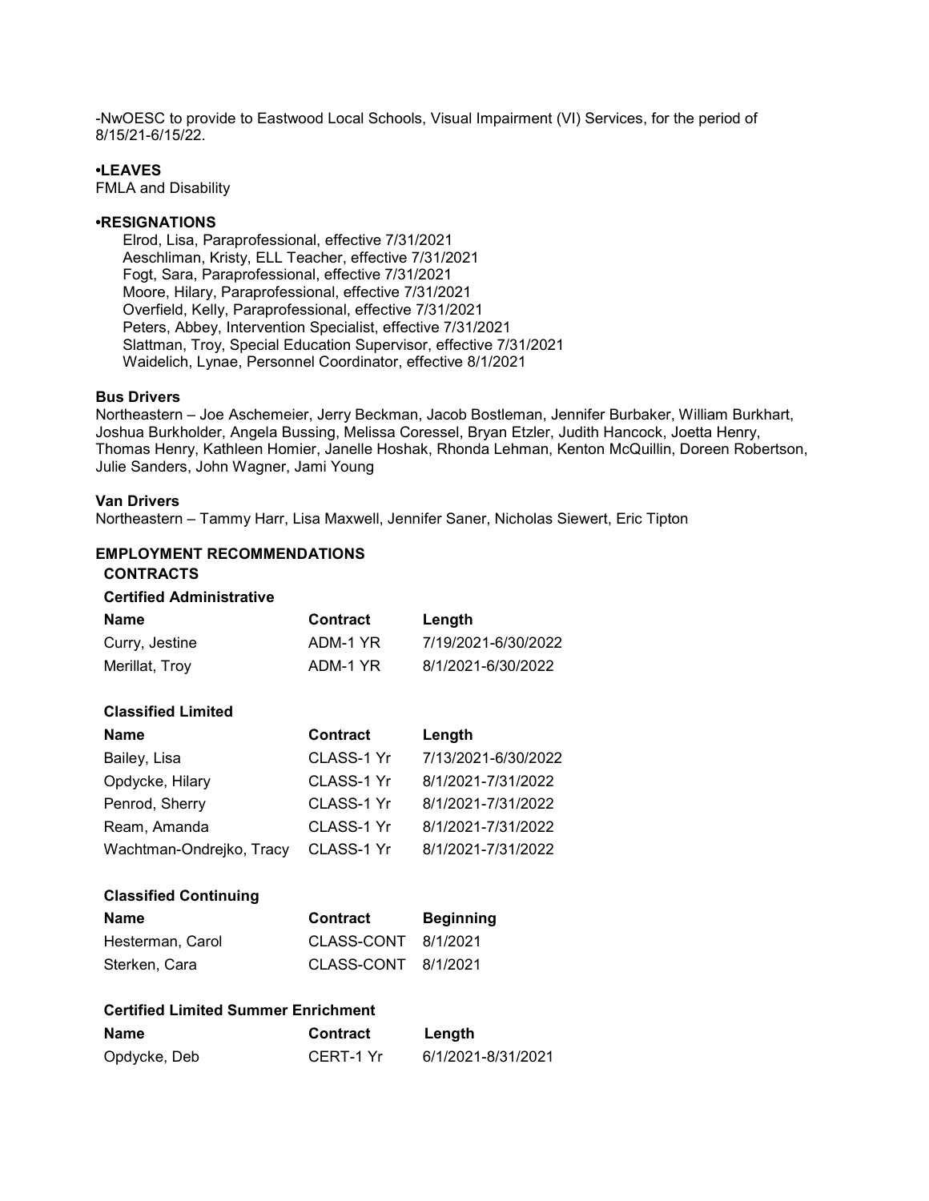-NwOESC to provide to Eastwood Local Schools, Visual Impairment (VI) Services, for the period of 8/15/21-6/15/22.

**•LEAVES**

FMLA and Disability

**•RESIGNATIONS**

Elrod, Lisa, Paraprofessional, effective 7/31/2021
Aeschliman, Kristy, ELL Teacher, effective 7/31/2021
Fogt, Sara, Paraprofessional, effective 7/31/2021
Moore, Hilary, Paraprofessional, effective 7/31/2021
Overfield, Kelly, Paraprofessional, effective 7/31/2021
Peters, Abbey, Intervention Specialist, effective 7/31/2021
Slattman, Troy, Special Education Supervisor, effective 7/31/2021
Waidelich, Lynae, Personnel Coordinator, effective 8/1/2021

**Bus Drivers**

Northeastern – Joe Aschemeier, Jerry Beckman, Jacob Bostleman, Jennifer Burbaker, William Burkhart, Joshua Burkholder, Angela Bussing, Melissa Coressel, Bryan Etzler, Judith Hancock, Joetta Henry, Thomas Henry, Kathleen Homier, Janelle Hoshak, Rhonda Lehman, Kenton McQuillin, Doreen Robertson, Julie Sanders, John Wagner, Jami Young

**Van Drivers**

Northeastern – Tammy Harr, Lisa Maxwell, Jennifer Saner, Nicholas Siewert, Eric Tipton

**EMPLOYMENT RECOMMENDATIONS**

**CONTRACTS**

**Certified Administrative**

| Name | Contract | Length |
|---|---|---|
| Curry, Jestine | ADM-1 YR | 7/19/2021-6/30/2022 |
| Merillat, Troy | ADM-1 YR | 8/1/2021-6/30/2022 |

**Classified Limited**

| Name | Contract | Length |
|---|---|---|
| Bailey, Lisa | CLASS-1 Yr | 7/13/2021-6/30/2022 |
| Opdycke, Hilary | CLASS-1 Yr | 8/1/2021-7/31/2022 |
| Penrod, Sherry | CLASS-1 Yr | 8/1/2021-7/31/2022 |
| Ream, Amanda | CLASS-1 Yr | 8/1/2021-7/31/2022 |
| Wachtman-Ondrejko, Tracy | CLASS-1 Yr | 8/1/2021-7/31/2022 |

**Classified Continuing**

| Name | Contract | Beginning |
|---|---|---|
| Hesterman, Carol | CLASS-CONT | 8/1/2021 |
| Sterken, Cara | CLASS-CONT | 8/1/2021 |

**Certified Limited Summer Enrichment**

| Name | Contract | Length |
|---|---|---|
| Opdycke, Deb | CERT-1 Yr | 6/1/2021-8/31/2021 |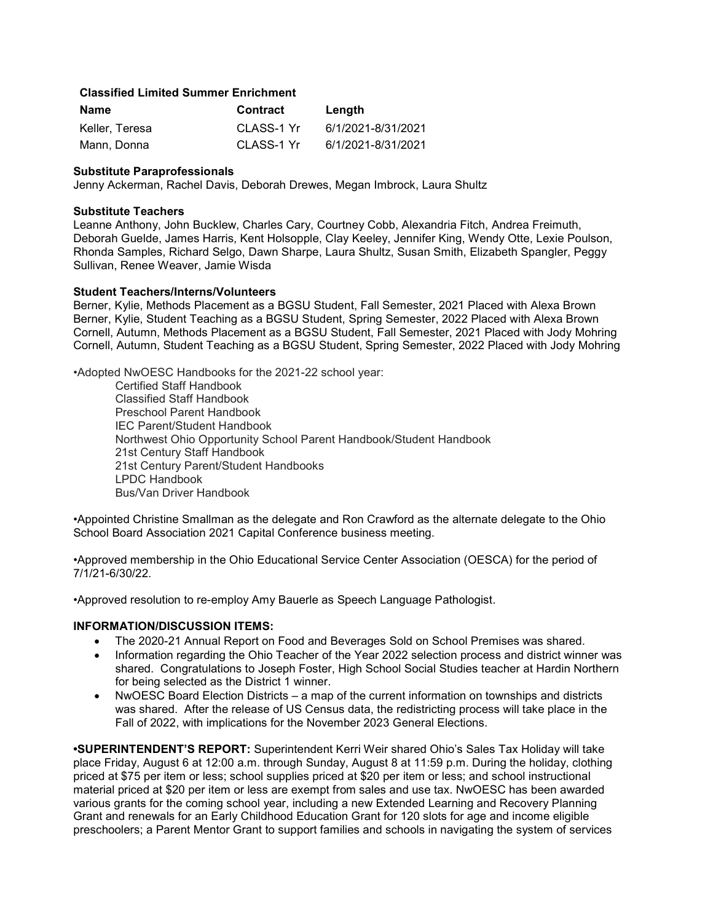**Classified Limited Summer Enrichment**

| Name | Contract | Length |
|---|---|---|
| Keller, Teresa | CLASS-1 Yr | 6/1/2021-8/31/2021 |
| Mann, Donna | CLASS-1 Yr | 6/1/2021-8/31/2021 |

**Substitute Paraprofessionals**
Jenny Ackerman, Rachel Davis, Deborah Drewes, Megan Imbrock, Laura Shultz

**Substitute Teachers**
Leanne Anthony, John Bucklew, Charles Cary, Courtney Cobb, Alexandria Fitch, Andrea Freimuth, Deborah Guelde, James Harris, Kent Holsopple, Clay Keeley, Jennifer King, Wendy Otte, Lexie Poulson, Rhonda Samples, Richard Selgo, Dawn Sharpe, Laura Shultz, Susan Smith, Elizabeth Spangler, Peggy Sullivan, Renee Weaver, Jamie Wisda

**Student Teachers/Interns/Volunteers**
Berner, Kylie, Methods Placement as a BGSU Student, Fall Semester, 2021 Placed with Alexa Brown
Berner, Kylie, Student Teaching as a BGSU Student, Spring Semester, 2022 Placed with Alexa Brown
Cornell, Autumn, Methods Placement as a BGSU Student, Fall Semester, 2021 Placed with Jody Mohring
Cornell, Autumn, Student Teaching as a BGSU Student, Spring Semester, 2022 Placed with Jody Mohring

•Adopted NwOESC Handbooks for the 2021-22 school year:

- Certified Staff Handbook
- Classified Staff Handbook
- Preschool Parent Handbook
- IEC Parent/Student Handbook
- Northwest Ohio Opportunity School Parent Handbook/Student Handbook
- 21st Century Staff Handbook
- 21st Century Parent/Student Handbooks
- LPDC Handbook
- Bus/Van Driver Handbook

•Appointed Christine Smallman as the delegate and Ron Crawford as the alternate delegate to the Ohio School Board Association 2021 Capital Conference business meeting.

•Approved membership in the Ohio Educational Service Center Association (OESCA) for the period of 7/1/21-6/30/22.

•Approved resolution to re-employ Amy Bauerle as Speech Language Pathologist.

**INFORMATION/DISCUSSION ITEMS:**

- The 2020-21 Annual Report on Food and Beverages Sold on School Premises was shared.
- Information regarding the Ohio Teacher of the Year 2022 selection process and district winner was shared. Congratulations to Joseph Foster, High School Social Studies teacher at Hardin Northern for being selected as the District 1 winner.
- NwOESC Board Election Districts – a map of the current information on townships and districts was shared. After the release of US Census data, the redistricting process will take place in the Fall of 2022, with implications for the November 2023 General Elections.

**•SUPERINTENDENT'S REPORT:** Superintendent Kerri Weir shared Ohio's Sales Tax Holiday will take place Friday, August 6 at 12:00 a.m. through Sunday, August 8 at 11:59 p.m. During the holiday, clothing priced at $75 per item or less; school supplies priced at $20 per item or less; and school instructional material priced at $20 per item or less are exempt from sales and use tax. NwOESC has been awarded various grants for the coming school year, including a new Extended Learning and Recovery Planning Grant and renewals for an Early Childhood Education Grant for 120 slots for age and income eligible preschoolers; a Parent Mentor Grant to support families and schools in navigating the system of services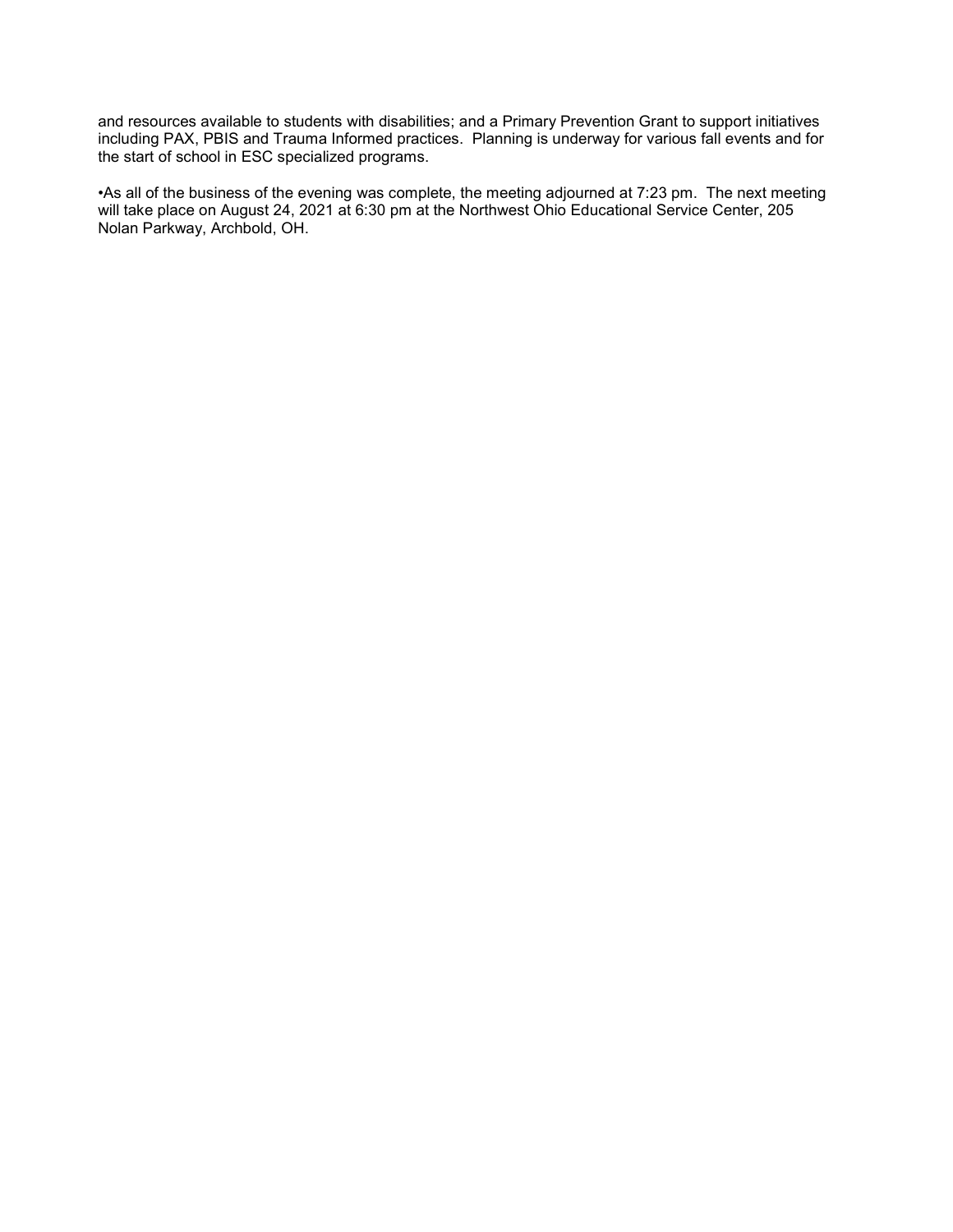and resources available to students with disabilities; and a Primary Prevention Grant to support initiatives including PAX, PBIS and Trauma Informed practices. Planning is underway for various fall events and for the start of school in ESC specialized programs.

•As all of the business of the evening was complete, the meeting adjourned at 7:23 pm. The next meeting will take place on August 24, 2021 at 6:30 pm at the Northwest Ohio Educational Service Center, 205 Nolan Parkway, Archbold, OH.